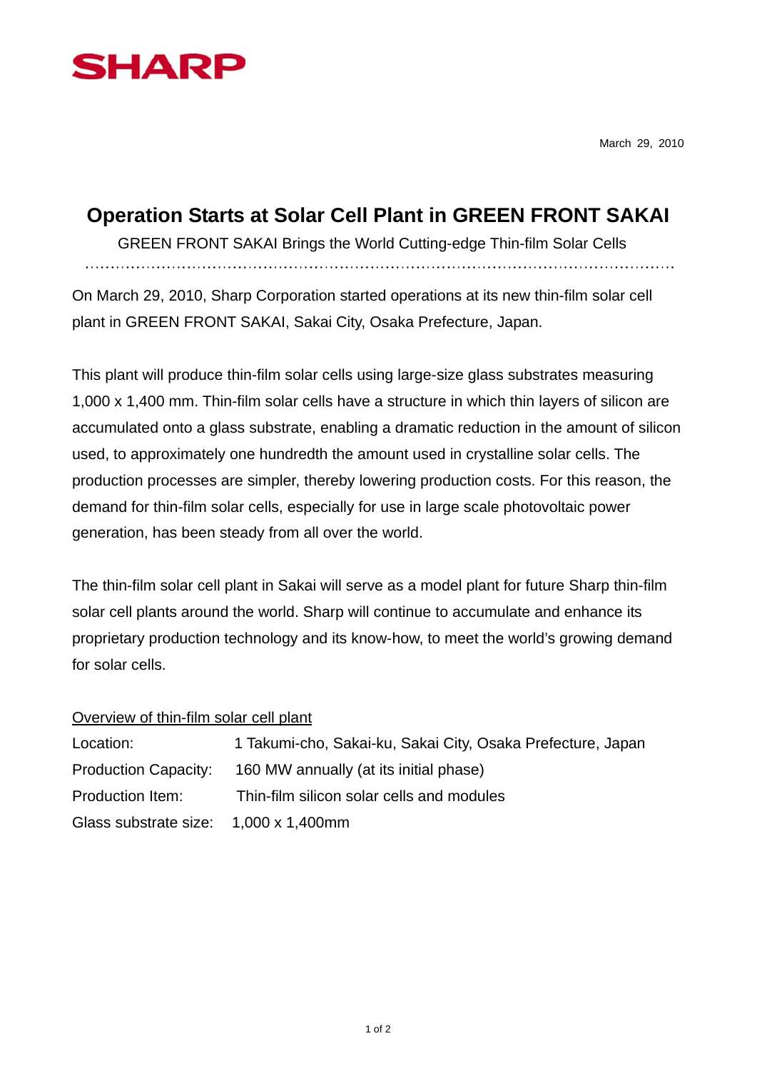SHARP

March 29, 2010

# Operation Starts at Solar Cell Plant in GREEN FRONT SAKAI

GREEN FRONT SAKAI Brings the World Cutting-edge Thin-film Solar Cells

On March 29, 2010, Sharp Corporation started operations at its new thin-film solar cell plant in GREEN FRONT SAKAI, Sakai City, Osaka Prefecture, Japan.

This plant will produce thin-film solar cells using large-size glass substrates measuring 1,000 x 1,400 mm. Thin-film solar cells have a structure in which thin layers of silicon are accumulated onto a glass substrate, enabling a dramatic reduction in the amount of silicon used, to approximately one hundredth the amount used in crystalline solar cells. The production processes are simpler, thereby lowering production costs. For this reason, the demand for thin-film solar cells, especially for use in large scale photovoltaic power generation, has been steady from all over the world.

The thin-film solar cell plant in Sakai will serve as a model plant for future Sharp thin-film solar cell plants around the world. Sharp will continue to accumulate and enhance its proprietary production technology and its know-how, to meet the world's growing demand for solar cells.

Overview of thin-film solar cell plant

| | |
|---|---|
| Location: | 1 Takumi-cho, Sakai-ku, Sakai City, Osaka Prefecture, Japan |
| Production Capacity: | 160 MW annually (at its initial phase) |
| Production Item: | Thin-film silicon solar cells and modules |
| Glass substrate size: | 1,000 x 1,400mm |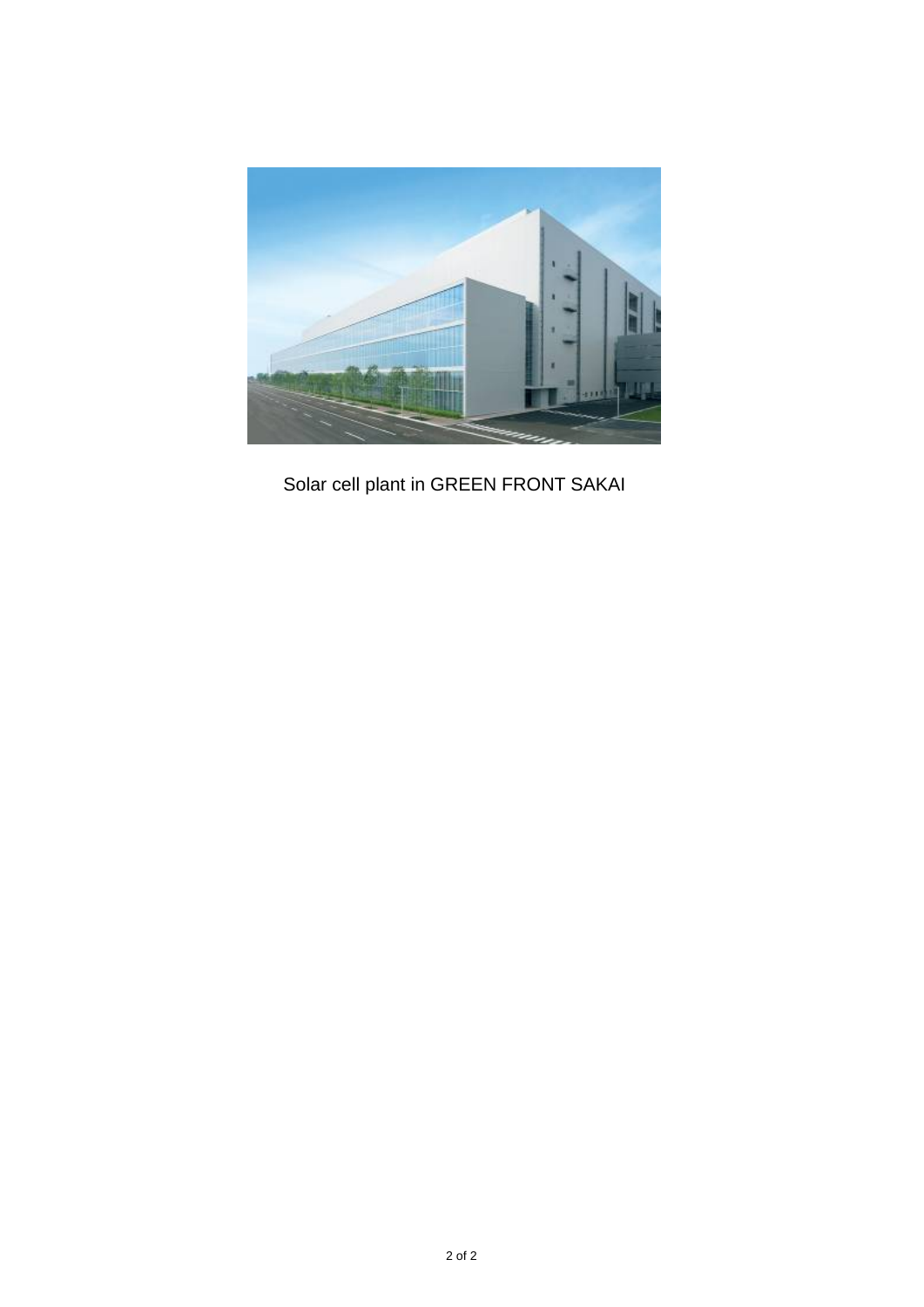Solar cell plant in GREEN FRONT SAKAI